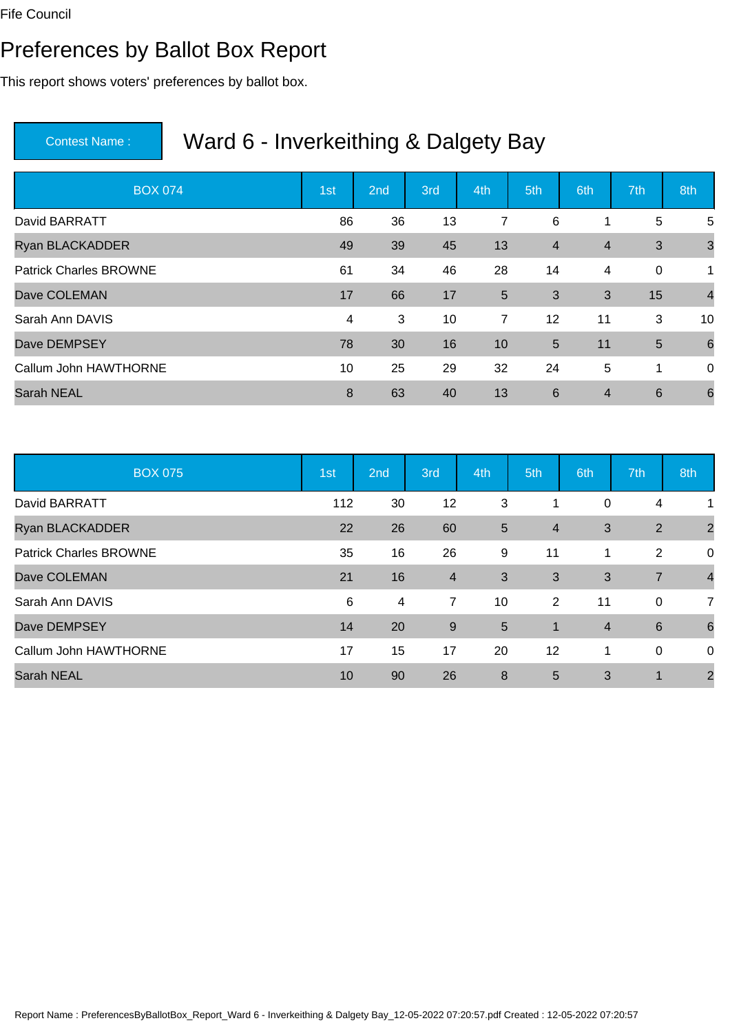Fife Council

# Preferences by Ballot Box Report

This report shows voters' preferences by ballot box.

**Contest Name :** Ward 6 - Inverkeithing & Dalgety Bay

| BOX 074 | 1st | 2nd | 3rd | 4th | 5th | 6th | 7th | 8th |
|---|---|---|---|---|---|---|---|---|
| David BARRATT | 86 | 36 | 13 | 7 | 6 | 1 | 5 | 5 |
| Ryan BLACKADDER | 49 | 39 | 45 | 13 | 4 | 4 | 3 | 3 |
| Patrick Charles BROWNE | 61 | 34 | 46 | 28 | 14 | 4 | 0 | 1 |
| Dave COLEMAN | 17 | 66 | 17 | 5 | 3 | 3 | 15 | 4 |
| Sarah Ann DAVIS | 4 | 3 | 10 | 7 | 12 | 11 | 3 | 10 |
| Dave DEMPSEY | 78 | 30 | 16 | 10 | 5 | 11 | 5 | 6 |
| Callum John HAWTHORNE | 10 | 25 | 29 | 32 | 24 | 5 | 1 | 0 |
| Sarah NEAL | 8 | 63 | 40 | 13 | 6 | 4 | 6 | 6 |

| BOX 075 | 1st | 2nd | 3rd | 4th | 5th | 6th | 7th | 8th |
|---|---|---|---|---|---|---|---|---|
| David BARRATT | 112 | 30 | 12 | 3 | 1 | 0 | 4 | 1 |
| Ryan BLACKADDER | 22 | 26 | 60 | 5 | 4 | 3 | 2 | 2 |
| Patrick Charles BROWNE | 35 | 16 | 26 | 9 | 11 | 1 | 2 | 0 |
| Dave COLEMAN | 21 | 16 | 4 | 3 | 3 | 3 | 7 | 4 |
| Sarah Ann DAVIS | 6 | 4 | 7 | 10 | 2 | 11 | 0 | 7 |
| Dave DEMPSEY | 14 | 20 | 9 | 5 | 1 | 4 | 6 | 6 |
| Callum John HAWTHORNE | 17 | 15 | 17 | 20 | 12 | 1 | 0 | 0 |
| Sarah NEAL | 10 | 90 | 26 | 8 | 5 | 3 | 1 | 2 |

Report Name : PreferencesByBallotBox_Report_Ward 6 - Inverkeithing & Dalgety Bay_12-05-2022 07:20:57.pdf Created : 12-05-2022 07:20:57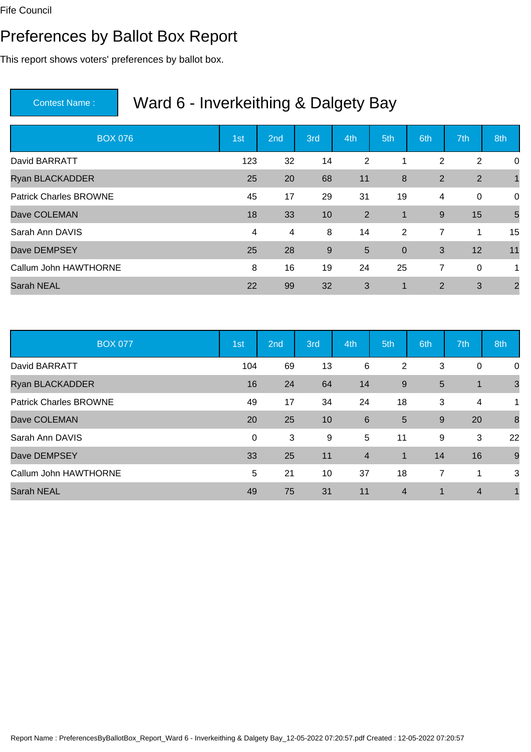Fife Council

# Preferences by Ballot Box Report

This report shows voters' preferences by ballot box.

**Contest Name :** Ward 6 - Inverkeithing & Dalgety Bay

| BOX 076 | 1st | 2nd | 3rd | 4th | 5th | 6th | 7th | 8th |
|---|---|---|---|---|---|---|---|---|
| David BARRATT | 123 | 32 | 14 | 2 | 1 | 2 | 2 | 0 |
| Ryan BLACKADDER | 25 | 20 | 68 | 11 | 8 | 2 | 2 | 1 |
| Patrick Charles BROWNE | 45 | 17 | 29 | 31 | 19 | 4 | 0 | 0 |
| Dave COLEMAN | 18 | 33 | 10 | 2 | 1 | 9 | 15 | 5 |
| Sarah Ann DAVIS | 4 | 4 | 8 | 14 | 2 | 7 | 1 | 15 |
| Dave DEMPSEY | 25 | 28 | 9 | 5 | 0 | 3 | 12 | 11 |
| Callum John HAWTHORNE | 8 | 16 | 19 | 24 | 25 | 7 | 0 | 1 |
| Sarah NEAL | 22 | 99 | 32 | 3 | 1 | 2 | 3 | 2 |

| BOX 077 | 1st | 2nd | 3rd | 4th | 5th | 6th | 7th | 8th |
|---|---|---|---|---|---|---|---|---|
| David BARRATT | 104 | 69 | 13 | 6 | 2 | 3 | 0 | 0 |
| Ryan BLACKADDER | 16 | 24 | 64 | 14 | 9 | 5 | 1 | 3 |
| Patrick Charles BROWNE | 49 | 17 | 34 | 24 | 18 | 3 | 4 | 1 |
| Dave COLEMAN | 20 | 25 | 10 | 6 | 5 | 9 | 20 | 8 |
| Sarah Ann DAVIS | 0 | 3 | 9 | 5 | 11 | 9 | 3 | 22 |
| Dave DEMPSEY | 33 | 25 | 11 | 4 | 1 | 14 | 16 | 9 |
| Callum John HAWTHORNE | 5 | 21 | 10 | 37 | 18 | 7 | 1 | 3 |
| Sarah NEAL | 49 | 75 | 31 | 11 | 4 | 1 | 4 | 1 |

Report Name : PreferencesByBallotBox_Report_Ward 6 - Inverkeithing & Dalgety Bay_12-05-2022 07:20:57.pdf Created : 12-05-2022 07:20:57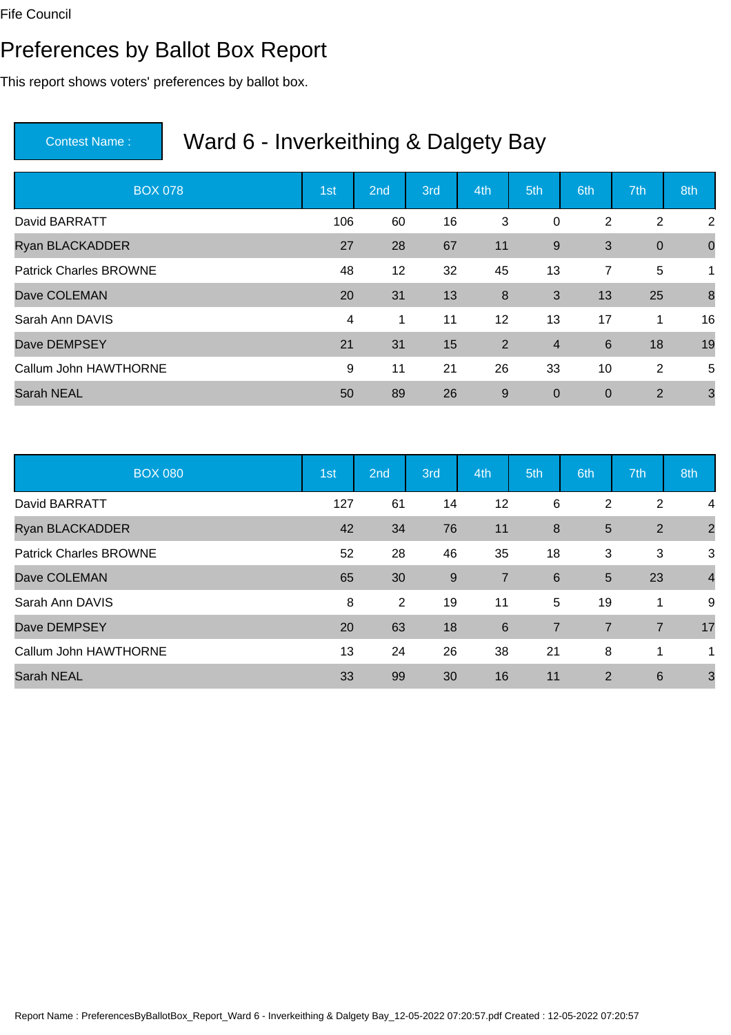Fife Council

# Preferences by Ballot Box Report

This report shows voters' preferences by ballot box.

**Contest Name :** Ward 6 - Inverkeithing & Dalgety Bay

| BOX 078 | 1st | 2nd | 3rd | 4th | 5th | 6th | 7th | 8th |
|---|---|---|---|---|---|---|---|---|
| David BARRATT | 106 | 60 | 16 | 3 | 0 | 2 | 2 | 2 |
| Ryan BLACKADDER | 27 | 28 | 67 | 11 | 9 | 3 | 0 | 0 |
| Patrick Charles BROWNE | 48 | 12 | 32 | 45 | 13 | 7 | 5 | 1 |
| Dave COLEMAN | 20 | 31 | 13 | 8 | 3 | 13 | 25 | 8 |
| Sarah Ann DAVIS | 4 | 1 | 11 | 12 | 13 | 17 | 1 | 16 |
| Dave DEMPSEY | 21 | 31 | 15 | 2 | 4 | 6 | 18 | 19 |
| Callum John HAWTHORNE | 9 | 11 | 21 | 26 | 33 | 10 | 2 | 5 |
| Sarah NEAL | 50 | 89 | 26 | 9 | 0 | 0 | 2 | 3 |

| BOX 080 | 1st | 2nd | 3rd | 4th | 5th | 6th | 7th | 8th |
|---|---|---|---|---|---|---|---|---|
| David BARRATT | 127 | 61 | 14 | 12 | 6 | 2 | 2 | 4 |
| Ryan BLACKADDER | 42 | 34 | 76 | 11 | 8 | 5 | 2 | 2 |
| Patrick Charles BROWNE | 52 | 28 | 46 | 35 | 18 | 3 | 3 | 3 |
| Dave COLEMAN | 65 | 30 | 9 | 7 | 6 | 5 | 23 | 4 |
| Sarah Ann DAVIS | 8 | 2 | 19 | 11 | 5 | 19 | 1 | 9 |
| Dave DEMPSEY | 20 | 63 | 18 | 6 | 7 | 7 | 7 | 17 |
| Callum John HAWTHORNE | 13 | 24 | 26 | 38 | 21 | 8 | 1 | 1 |
| Sarah NEAL | 33 | 99 | 30 | 16 | 11 | 2 | 6 | 3 |

Report Name : PreferencesByBallotBox_Report_Ward 6 - Inverkeithing & Dalgety Bay_12-05-2022 07:20:57.pdf Created : 12-05-2022 07:20:57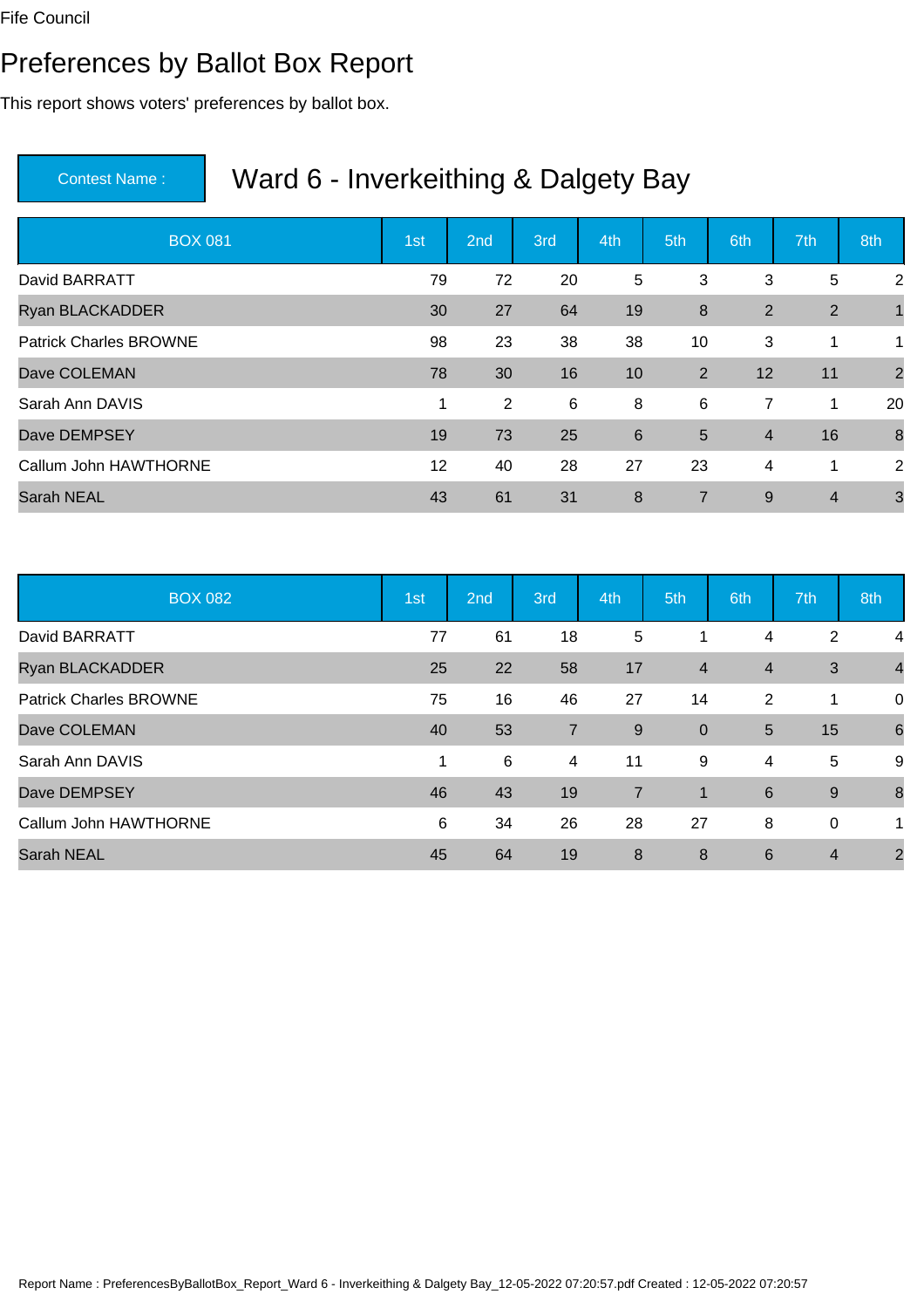Fife Council

# Preferences by Ballot Box Report

This report shows voters' preferences by ballot box.

| Contest Name : | Ward 6 - Inverkeithing & Dalgety Bay |
|---|---|

| BOX 081 | 1st | 2nd | 3rd | 4th | 5th | 6th | 7th | 8th |
|---|---|---|---|---|---|---|---|---|
| David BARRATT | 79 | 72 | 20 | 5 | 3 | 3 | 5 | 2 |
| Ryan BLACKADDER | 30 | 27 | 64 | 19 | 8 | 2 | 2 | 1 |
| Patrick Charles BROWNE | 98 | 23 | 38 | 38 | 10 | 3 | 1 | 1 |
| Dave COLEMAN | 78 | 30 | 16 | 10 | 2 | 12 | 11 | 2 |
| Sarah Ann DAVIS | 1 | 2 | 6 | 8 | 6 | 7 | 1 | 20 |
| Dave DEMPSEY | 19 | 73 | 25 | 6 | 5 | 4 | 16 | 8 |
| Callum John HAWTHORNE | 12 | 40 | 28 | 27 | 23 | 4 | 1 | 2 |
| Sarah NEAL | 43 | 61 | 31 | 8 | 7 | 9 | 4 | 3 |

| BOX 082 | 1st | 2nd | 3rd | 4th | 5th | 6th | 7th | 8th |
|---|---|---|---|---|---|---|---|---|
| David BARRATT | 77 | 61 | 18 | 5 | 1 | 4 | 2 | 4 |
| Ryan BLACKADDER | 25 | 22 | 58 | 17 | 4 | 4 | 3 | 4 |
| Patrick Charles BROWNE | 75 | 16 | 46 | 27 | 14 | 2 | 1 | 0 |
| Dave COLEMAN | 40 | 53 | 7 | 9 | 0 | 5 | 15 | 6 |
| Sarah Ann DAVIS | 1 | 6 | 4 | 11 | 9 | 4 | 5 | 9 |
| Dave DEMPSEY | 46 | 43 | 19 | 7 | 1 | 6 | 9 | 8 |
| Callum John HAWTHORNE | 6 | 34 | 26 | 28 | 27 | 8 | 0 | 1 |
| Sarah NEAL | 45 | 64 | 19 | 8 | 8 | 6 | 4 | 2 |

Report Name : PreferencesByBallotBox_Report_Ward 6 - Inverkeithing & Dalgety Bay_12-05-2022 07:20:57.pdf Created : 12-05-2022 07:20:57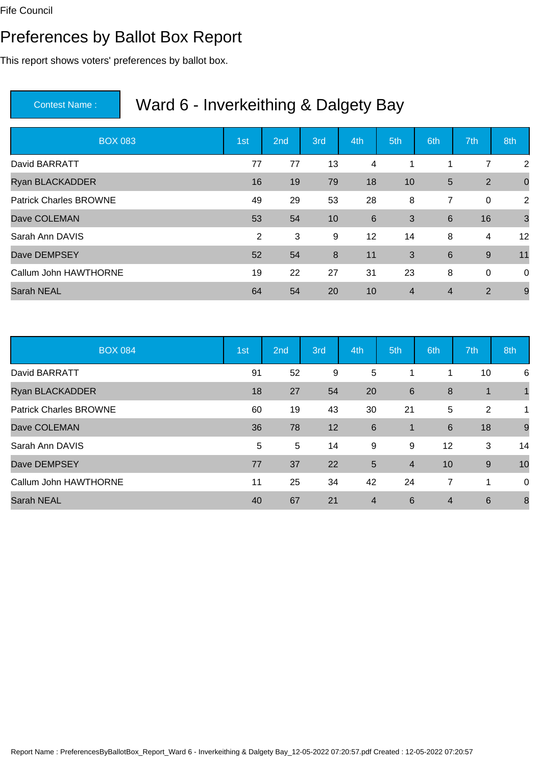Fife Council

# Preferences by Ballot Box Report

This report shows voters' preferences by ballot box.

| Contest Name : | Ward 6 - Inverkeithing & Dalgety Bay |
|---|---|

| BOX 083 | 1st | 2nd | 3rd | 4th | 5th | 6th | 7th | 8th |
|---|---|---|---|---|---|---|---|---|
| David BARRATT | 77 | 77 | 13 | 4 | 1 | 1 | 7 | 2 |
| Ryan BLACKADDER | 16 | 19 | 79 | 18 | 10 | 5 | 2 | 0 |
| Patrick Charles BROWNE | 49 | 29 | 53 | 28 | 8 | 7 | 0 | 2 |
| Dave COLEMAN | 53 | 54 | 10 | 6 | 3 | 6 | 16 | 3 |
| Sarah Ann DAVIS | 2 | 3 | 9 | 12 | 14 | 8 | 4 | 12 |
| Dave DEMPSEY | 52 | 54 | 8 | 11 | 3 | 6 | 9 | 11 |
| Callum John HAWTHORNE | 19 | 22 | 27 | 31 | 23 | 8 | 0 | 0 |
| Sarah NEAL | 64 | 54 | 20 | 10 | 4 | 4 | 2 | 9 |

| BOX 084 | 1st | 2nd | 3rd | 4th | 5th | 6th | 7th | 8th |
|---|---|---|---|---|---|---|---|---|
| David BARRATT | 91 | 52 | 9 | 5 | 1 | 1 | 10 | 6 |
| Ryan BLACKADDER | 18 | 27 | 54 | 20 | 6 | 8 | 1 | 1 |
| Patrick Charles BROWNE | 60 | 19 | 43 | 30 | 21 | 5 | 2 | 1 |
| Dave COLEMAN | 36 | 78 | 12 | 6 | 1 | 6 | 18 | 9 |
| Sarah Ann DAVIS | 5 | 5 | 14 | 9 | 9 | 12 | 3 | 14 |
| Dave DEMPSEY | 77 | 37 | 22 | 5 | 4 | 10 | 9 | 10 |
| Callum John HAWTHORNE | 11 | 25 | 34 | 42 | 24 | 7 | 1 | 0 |
| Sarah NEAL | 40 | 67 | 21 | 4 | 6 | 4 | 6 | 8 |

Report Name : PreferencesByBallotBox_Report_Ward 6 - Inverkeithing & Dalgety Bay_12-05-2022 07:20:57.pdf Created : 12-05-2022 07:20:57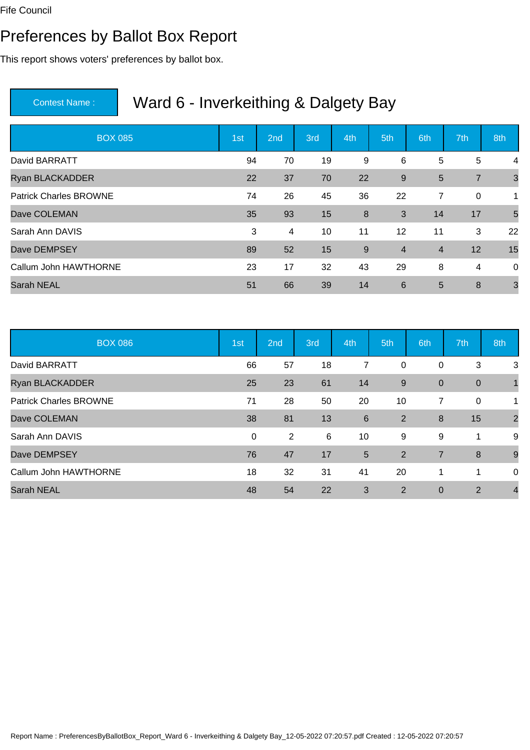Fife Council

# Preferences by Ballot Box Report

This report shows voters' preferences by ballot box.

**Contest Name :** Ward 6 - Inverkeithing & Dalgety Bay

| BOX 085 | 1st | 2nd | 3rd | 4th | 5th | 6th | 7th | 8th |
|---|---|---|---|---|---|---|---|---|
| David BARRATT | 94 | 70 | 19 | 9 | 6 | 5 | 5 | 4 |
| Ryan BLACKADDER | 22 | 37 | 70 | 22 | 9 | 5 | 7 | 3 |
| Patrick Charles BROWNE | 74 | 26 | 45 | 36 | 22 | 7 | 0 | 1 |
| Dave COLEMAN | 35 | 93 | 15 | 8 | 3 | 14 | 17 | 5 |
| Sarah Ann DAVIS | 3 | 4 | 10 | 11 | 12 | 11 | 3 | 22 |
| Dave DEMPSEY | 89 | 52 | 15 | 9 | 4 | 4 | 12 | 15 |
| Callum John HAWTHORNE | 23 | 17 | 32 | 43 | 29 | 8 | 4 | 0 |
| Sarah NEAL | 51 | 66 | 39 | 14 | 6 | 5 | 8 | 3 |

| BOX 086 | 1st | 2nd | 3rd | 4th | 5th | 6th | 7th | 8th |
|---|---|---|---|---|---|---|---|---|
| David BARRATT | 66 | 57 | 18 | 7 | 0 | 0 | 3 | 3 |
| Ryan BLACKADDER | 25 | 23 | 61 | 14 | 9 | 0 | 0 | 1 |
| Patrick Charles BROWNE | 71 | 28 | 50 | 20 | 10 | 7 | 0 | 1 |
| Dave COLEMAN | 38 | 81 | 13 | 6 | 2 | 8 | 15 | 2 |
| Sarah Ann DAVIS | 0 | 2 | 6 | 10 | 9 | 9 | 1 | 9 |
| Dave DEMPSEY | 76 | 47 | 17 | 5 | 2 | 7 | 8 | 9 |
| Callum John HAWTHORNE | 18 | 32 | 31 | 41 | 20 | 1 | 1 | 0 |
| Sarah NEAL | 48 | 54 | 22 | 3 | 2 | 0 | 2 | 4 |

Report Name : PreferencesByBallotBox_Report_Ward 6 - Inverkeithing & Dalgety Bay_12-05-2022 07:20:57.pdf Created : 12-05-2022 07:20:57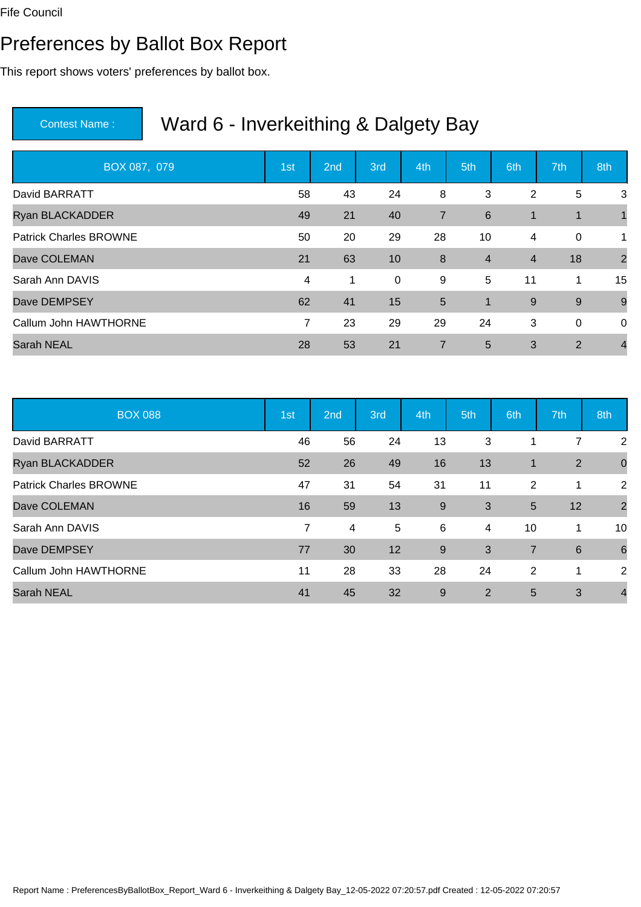Fife Council

# Preferences by Ballot Box Report

This report shows voters' preferences by ballot box.

**Contest Name :** Ward 6 - Inverkeithing & Dalgety Bay

| BOX 087, 079 | 1st | 2nd | 3rd | 4th | 5th | 6th | 7th | 8th |
|---|---|---|---|---|---|---|---|---|
| David BARRATT | 58 | 43 | 24 | 8 | 3 | 2 | 5 | 3 |
| Ryan BLACKADDER | 49 | 21 | 40 | 7 | 6 | 1 | 1 | 1 |
| Patrick Charles BROWNE | 50 | 20 | 29 | 28 | 10 | 4 | 0 | 1 |
| Dave COLEMAN | 21 | 63 | 10 | 8 | 4 | 4 | 18 | 2 |
| Sarah Ann DAVIS | 4 | 1 | 0 | 9 | 5 | 11 | 1 | 15 |
| Dave DEMPSEY | 62 | 41 | 15 | 5 | 1 | 9 | 9 | 9 |
| Callum John HAWTHORNE | 7 | 23 | 29 | 29 | 24 | 3 | 0 | 0 |
| Sarah NEAL | 28 | 53 | 21 | 7 | 5 | 3 | 2 | 4 |

| BOX 088 | 1st | 2nd | 3rd | 4th | 5th | 6th | 7th | 8th |
|---|---|---|---|---|---|---|---|---|
| David BARRATT | 46 | 56 | 24 | 13 | 3 | 1 | 7 | 2 |
| Ryan BLACKADDER | 52 | 26 | 49 | 16 | 13 | 1 | 2 | 0 |
| Patrick Charles BROWNE | 47 | 31 | 54 | 31 | 11 | 2 | 1 | 2 |
| Dave COLEMAN | 16 | 59 | 13 | 9 | 3 | 5 | 12 | 2 |
| Sarah Ann DAVIS | 7 | 4 | 5 | 6 | 4 | 10 | 1 | 10 |
| Dave DEMPSEY | 77 | 30 | 12 | 9 | 3 | 7 | 6 | 6 |
| Callum John HAWTHORNE | 11 | 28 | 33 | 28 | 24 | 2 | 1 | 2 |
| Sarah NEAL | 41 | 45 | 32 | 9 | 2 | 5 | 3 | 4 |

Report Name : PreferencesByBallotBox_Report_Ward 6 - Inverkeithing & Dalgety Bay_12-05-2022 07:20:57.pdf Created : 12-05-2022 07:20:57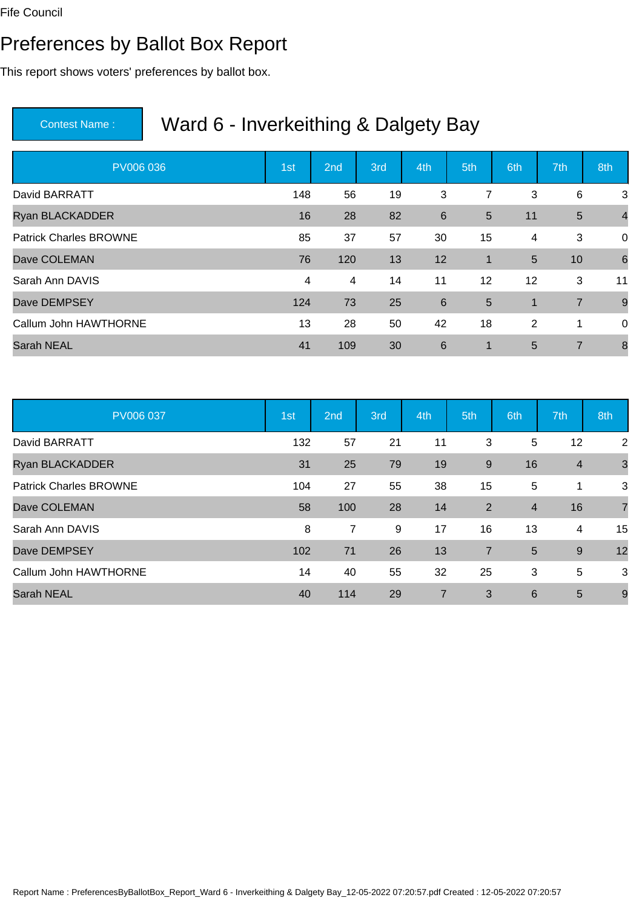Fife Council

# Preferences by Ballot Box Report

This report shows voters' preferences by ballot box.

**Contest Name :** Ward 6 - Inverkeithing & Dalgety Bay

| PV006 036 | 1st | 2nd | 3rd | 4th | 5th | 6th | 7th | 8th |
|---|---|---|---|---|---|---|---|---|
| David BARRATT | 148 | 56 | 19 | 3 | 7 | 3 | 6 | 3 |
| Ryan BLACKADDER | 16 | 28 | 82 | 6 | 5 | 11 | 5 | 4 |
| Patrick Charles BROWNE | 85 | 37 | 57 | 30 | 15 | 4 | 3 | 0 |
| Dave COLEMAN | 76 | 120 | 13 | 12 | 1 | 5 | 10 | 6 |
| Sarah Ann DAVIS | 4 | 4 | 14 | 11 | 12 | 12 | 3 | 11 |
| Dave DEMPSEY | 124 | 73 | 25 | 6 | 5 | 1 | 7 | 9 |
| Callum John HAWTHORNE | 13 | 28 | 50 | 42 | 18 | 2 | 1 | 0 |
| Sarah NEAL | 41 | 109 | 30 | 6 | 1 | 5 | 7 | 8 |

| PV006 037 | 1st | 2nd | 3rd | 4th | 5th | 6th | 7th | 8th |
|---|---|---|---|---|---|---|---|---|
| David BARRATT | 132 | 57 | 21 | 11 | 3 | 5 | 12 | 2 |
| Ryan BLACKADDER | 31 | 25 | 79 | 19 | 9 | 16 | 4 | 3 |
| Patrick Charles BROWNE | 104 | 27 | 55 | 38 | 15 | 5 | 1 | 3 |
| Dave COLEMAN | 58 | 100 | 28 | 14 | 2 | 4 | 16 | 7 |
| Sarah Ann DAVIS | 8 | 7 | 9 | 17 | 16 | 13 | 4 | 15 |
| Dave DEMPSEY | 102 | 71 | 26 | 13 | 7 | 5 | 9 | 12 |
| Callum John HAWTHORNE | 14 | 40 | 55 | 32 | 25 | 3 | 5 | 3 |
| Sarah NEAL | 40 | 114 | 29 | 7 | 3 | 6 | 5 | 9 |

Report Name : PreferencesByBallotBox_Report_Ward 6 - Inverkeithing & Dalgety Bay_12-05-2022 07:20:57.pdf Created : 12-05-2022 07:20:57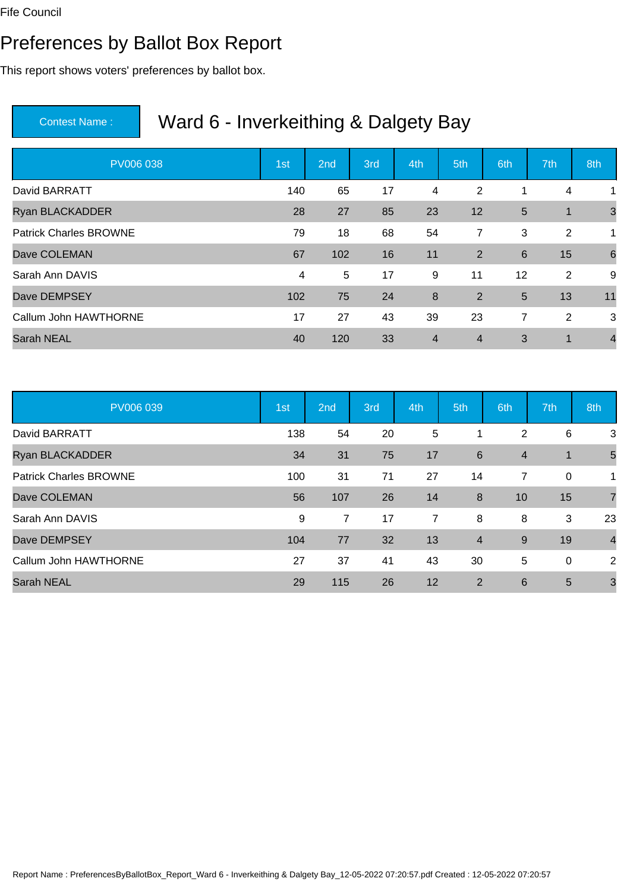Fife Council

# Preferences by Ballot Box Report

This report shows voters' preferences by ballot box.

Contest Name : **Ward 6 - Inverkeithing & Dalgety Bay**

| PV006 038 | 1st | 2nd | 3rd | 4th | 5th | 6th | 7th | 8th |
|---|---|---|---|---|---|---|---|---|
| David BARRATT | 140 | 65 | 17 | 4 | 2 | 1 | 4 | 1 |
| Ryan BLACKADDER | 28 | 27 | 85 | 23 | 12 | 5 | 1 | 3 |
| Patrick Charles BROWNE | 79 | 18 | 68 | 54 | 7 | 3 | 2 | 1 |
| Dave COLEMAN | 67 | 102 | 16 | 11 | 2 | 6 | 15 | 6 |
| Sarah Ann DAVIS | 4 | 5 | 17 | 9 | 11 | 12 | 2 | 9 |
| Dave DEMPSEY | 102 | 75 | 24 | 8 | 2 | 5 | 13 | 11 |
| Callum John HAWTHORNE | 17 | 27 | 43 | 39 | 23 | 7 | 2 | 3 |
| Sarah NEAL | 40 | 120 | 33 | 4 | 4 | 3 | 1 | 4 |

| PV006 039 | 1st | 2nd | 3rd | 4th | 5th | 6th | 7th | 8th |
|---|---|---|---|---|---|---|---|---|
| David BARRATT | 138 | 54 | 20 | 5 | 1 | 2 | 6 | 3 |
| Ryan BLACKADDER | 34 | 31 | 75 | 17 | 6 | 4 | 1 | 5 |
| Patrick Charles BROWNE | 100 | 31 | 71 | 27 | 14 | 7 | 0 | 1 |
| Dave COLEMAN | 56 | 107 | 26 | 14 | 8 | 10 | 15 | 7 |
| Sarah Ann DAVIS | 9 | 7 | 17 | 7 | 8 | 8 | 3 | 23 |
| Dave DEMPSEY | 104 | 77 | 32 | 13 | 4 | 9 | 19 | 4 |
| Callum John HAWTHORNE | 27 | 37 | 41 | 43 | 30 | 5 | 0 | 2 |
| Sarah NEAL | 29 | 115 | 26 | 12 | 2 | 6 | 5 | 3 |

Report Name : PreferencesByBallotBox_Report_Ward 6 - Inverkeithing & Dalgety Bay_12-05-2022 07:20:57.pdf Created : 12-05-2022 07:20:57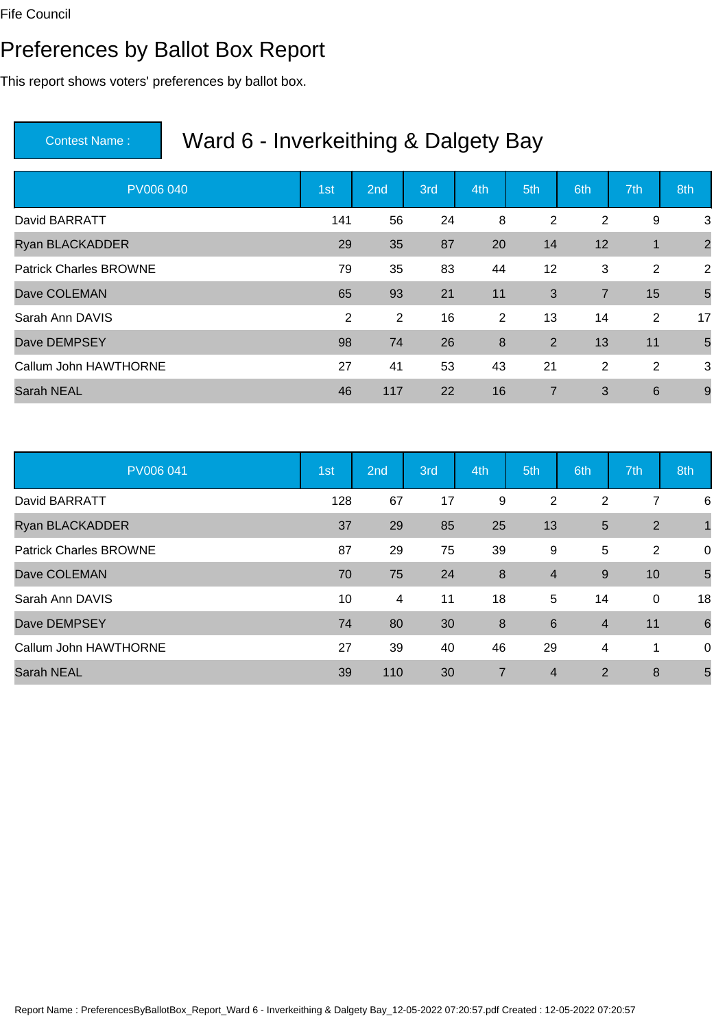Fife Council

# Preferences by Ballot Box Report

This report shows voters' preferences by ballot box.

| Contest Name : | Ward 6 - Inverkeithing & Dalgety Bay |
|---|---|

| PV006 040 | 1st | 2nd | 3rd | 4th | 5th | 6th | 7th | 8th |
|---|---|---|---|---|---|---|---|---|
| David BARRATT | 141 | 56 | 24 | 8 | 2 | 2 | 9 | 3 |
| Ryan BLACKADDER | 29 | 35 | 87 | 20 | 14 | 12 | 1 | 2 |
| Patrick Charles BROWNE | 79 | 35 | 83 | 44 | 12 | 3 | 2 | 2 |
| Dave COLEMAN | 65 | 93 | 21 | 11 | 3 | 7 | 15 | 5 |
| Sarah Ann DAVIS | 2 | 2 | 16 | 2 | 13 | 14 | 2 | 17 |
| Dave DEMPSEY | 98 | 74 | 26 | 8 | 2 | 13 | 11 | 5 |
| Callum John HAWTHORNE | 27 | 41 | 53 | 43 | 21 | 2 | 2 | 3 |
| Sarah NEAL | 46 | 117 | 22 | 16 | 7 | 3 | 6 | 9 |

| PV006 041 | 1st | 2nd | 3rd | 4th | 5th | 6th | 7th | 8th |
|---|---|---|---|---|---|---|---|---|
| David BARRATT | 128 | 67 | 17 | 9 | 2 | 2 | 7 | 6 |
| Ryan BLACKADDER | 37 | 29 | 85 | 25 | 13 | 5 | 2 | 1 |
| Patrick Charles BROWNE | 87 | 29 | 75 | 39 | 9 | 5 | 2 | 0 |
| Dave COLEMAN | 70 | 75 | 24 | 8 | 4 | 9 | 10 | 5 |
| Sarah Ann DAVIS | 10 | 4 | 11 | 18 | 5 | 14 | 0 | 18 |
| Dave DEMPSEY | 74 | 80 | 30 | 8 | 6 | 4 | 11 | 6 |
| Callum John HAWTHORNE | 27 | 39 | 40 | 46 | 29 | 4 | 1 | 0 |
| Sarah NEAL | 39 | 110 | 30 | 7 | 4 | 2 | 8 | 5 |

Report Name : PreferencesByBallotBox_Report_Ward 6 - Inverkeithing & Dalgety Bay_12-05-2022 07:20:57.pdf Created : 12-05-2022 07:20:57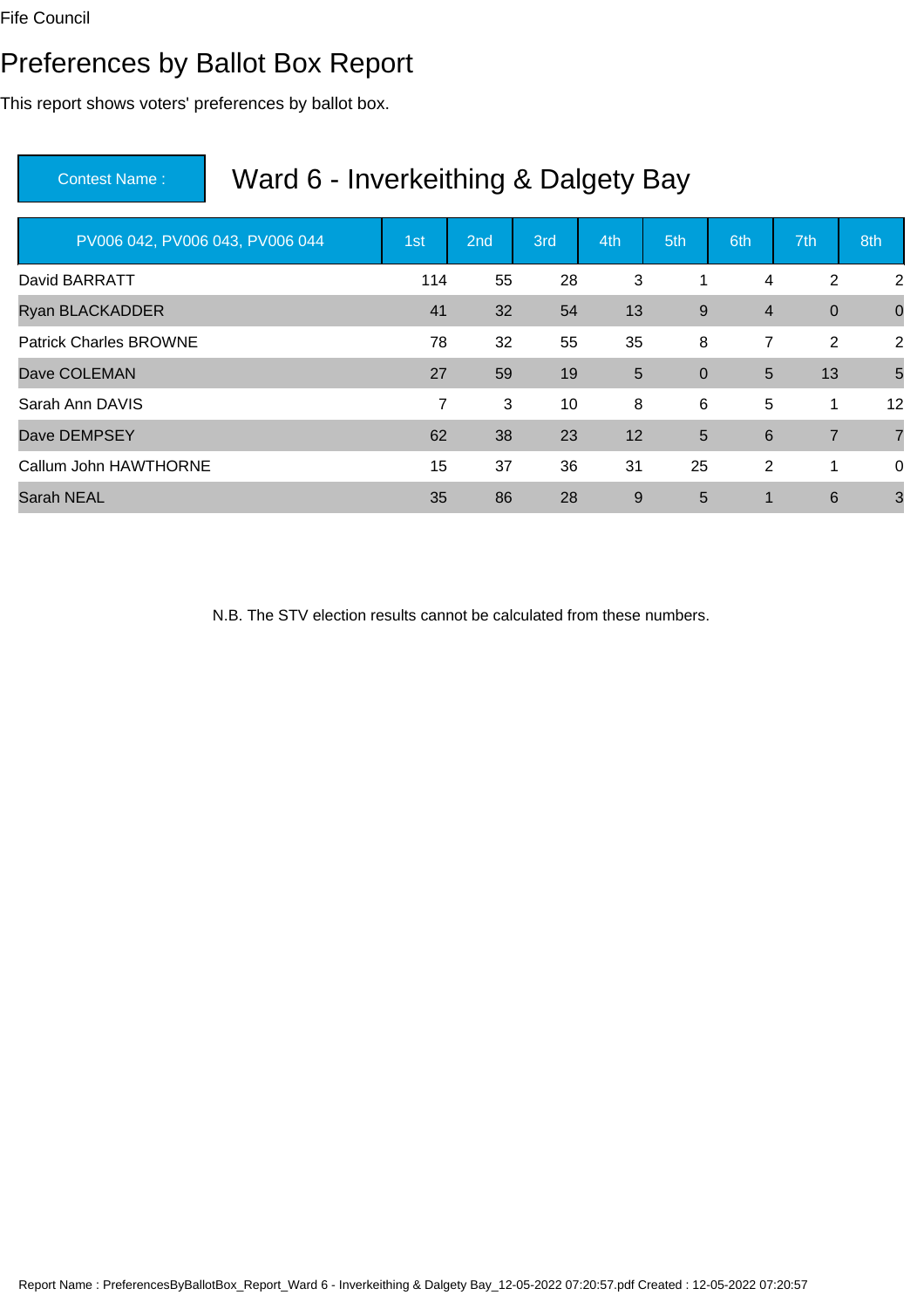Fife Council

# Preferences by Ballot Box Report

This report shows voters' preferences by ballot box.

| Contest Name : | Ward 6 - Inverkeithing & Dalgety Bay |
|---|---|

| PV006 042, PV006 043, PV006 044 | 1st | 2nd | 3rd | 4th | 5th | 6th | 7th | 8th |
|---|---|---|---|---|---|---|---|---|
| David BARRATT | 114 | 55 | 28 | 3 | 1 | 4 | 2 | 2 |
| Ryan BLACKADDER | 41 | 32 | 54 | 13 | 9 | 4 | 0 | 0 |
| Patrick Charles BROWNE | 78 | 32 | 55 | 35 | 8 | 7 | 2 | 2 |
| Dave COLEMAN | 27 | 59 | 19 | 5 | 0 | 5 | 13 | 5 |
| Sarah Ann DAVIS | 7 | 3 | 10 | 8 | 6 | 5 | 1 | 12 |
| Dave DEMPSEY | 62 | 38 | 23 | 12 | 5 | 6 | 7 | 7 |
| Callum John HAWTHORNE | 15 | 37 | 36 | 31 | 25 | 2 | 1 | 0 |
| Sarah NEAL | 35 | 86 | 28 | 9 | 5 | 1 | 6 | 3 |

N.B. The STV election results cannot be calculated from these numbers.

Report Name : PreferencesByBallotBox_Report_Ward 6 - Inverkeithing & Dalgety Bay_12-05-2022 07:20:57.pdf Created : 12-05-2022 07:20:57